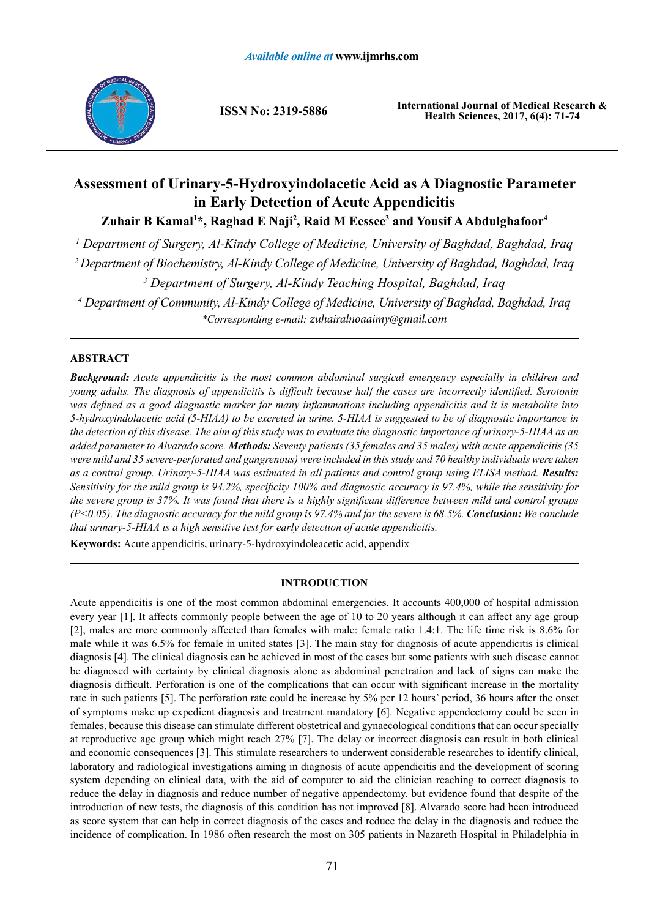# Assessment of Urinary-5-Hydroxyindolacetic Acid as A Diagnostic Parameter in Early Detection of Acute Appendicitis

**Zuhair B Kamal[1]*, Raghad E Naji[2], Raid M Eessee[3] and Yousif A Abdulghafoor[4]**

[1] *Department of Surgery, Al-Kindy College of Medicine, University of Baghdad, Baghdad, Iraq*

[2] *Department of Biochemistry, Al-Kindy College of Medicine, University of Baghdad, Baghdad, Iraq*

[3] *Department of Surgery, Al-Kindy Teaching Hospital, Baghdad, Iraq*

[4] *Department of Community, Al-Kindy College of Medicine, University of Baghdad, Baghdad, Iraq*

**Corresponding e-mail: zuhairalnoaaimy@gmail.com*

## ABSTRACT

***Background:*** *Acute appendicitis is the most common abdominal surgical emergency especially in children and young adults. The diagnosis of appendicitis is difficult because half the cases are incorrectly identified. Serotonin was defined as a good diagnostic marker for many inflammations including appendicitis and it is metabolite into 5-hydroxyindolacetic acid (5-HIAA) to be excreted in urine. 5-HIAA is suggested to be of diagnostic importance in the detection of this disease. The aim of this study was to evaluate the diagnostic importance of urinary-5-HIAA as an added parameter to Alvarado score.* ***Methods:*** *Seventy patients (35 females and 35 males) with acute appendicitis (35 were mild and 35 severe-perforated and gangrenous) were included in this study and 70 healthy individuals were taken as a control group. Urinary-5-HIAA was estimated in all patients and control group using ELISA method.* ***Results:*** *Sensitivity for the mild group is 94.2%, specificity 100% and diagnostic accuracy is 97.4%, while the sensitivity for the severe group is 37%. It was found that there is a highly significant difference between mild and control groups ($P<0.05$). The diagnostic accuracy for the mild group is 97.4% and for the severe is 68.5%.* ***Conclusion:*** *We conclude that urinary-5-HIAA is a high sensitive test for early detection of acute appendicitis.*

**Keywords:** Acute appendicitis, urinary-5-hydroxyindoleacetic acid, appendix

## INTRODUCTION

Acute appendicitis is one of the most common abdominal emergencies. It accounts 400,000 of hospital admission every year [1]. It affects commonly people between the age of 10 to 20 years although it can affect any age group [2], males are more commonly affected than females with male: female ratio 1.4:1. The life time risk is 8.6% for male while it was 6.5% for female in united states [3]. The main stay for diagnosis of acute appendicitis is clinical diagnosis [4]. The clinical diagnosis can be achieved in most of the cases but some patients with such disease cannot be diagnosed with certainty by clinical diagnosis alone as abdominal penetration and lack of signs can make the diagnosis difficult. Perforation is one of the complications that can occur with significant increase in the mortality rate in such patients [5]. The perforation rate could be increase by 5% per 12 hours' period, 36 hours after the onset of symptoms make up expedient diagnosis and treatment mandatory [6]. Negative appendectomy could be seen in females, because this disease can stimulate different obstetrical and gynaecological conditions that can occur specially at reproductive age group which might reach 27% [7]. The delay or incorrect diagnosis can result in both clinical and economic consequences [3]. This stimulate researchers to underwent considerable researches to identify clinical, laboratory and radiological investigations aiming in diagnosis of acute appendicitis and the development of scoring system depending on clinical data, with the aid of computer to aid the clinician reaching to correct diagnosis to reduce the delay in diagnosis and reduce number of negative appendectomy. but evidence found that despite of the introduction of new tests, the diagnosis of this condition has not improved [8]. Alvarado score had been introduced as score system that can help in correct diagnosis of the cases and reduce the delay in the diagnosis and reduce the incidence of complication. In 1986 often research the most on 305 patients in Nazareth Hospital in Philadelphia in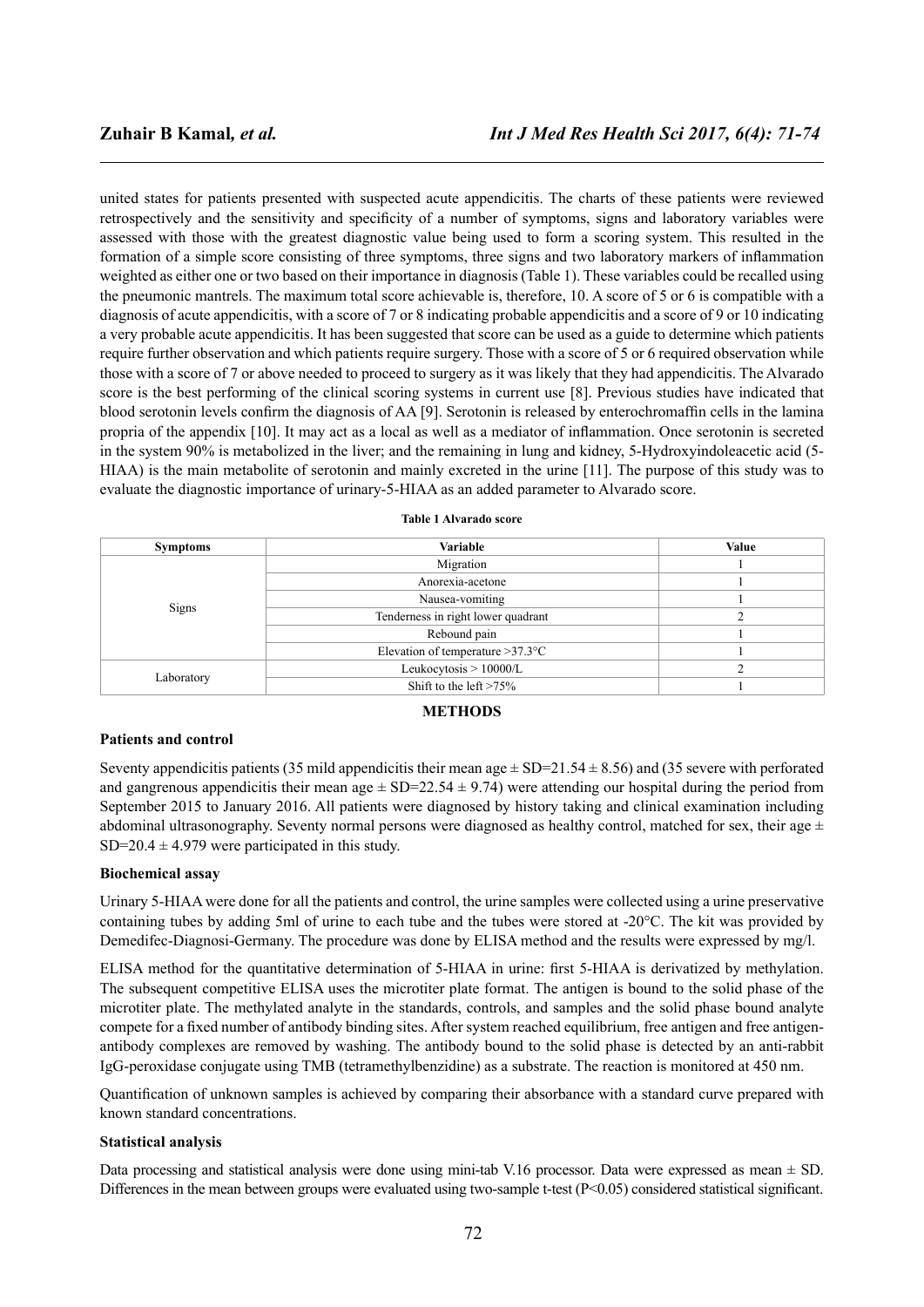united states for patients presented with suspected acute appendicitis. The charts of these patients were reviewed retrospectively and the sensitivity and specificity of a number of symptoms, signs and laboratory variables were assessed with those with the greatest diagnostic value being used to form a scoring system. This resulted in the formation of a simple score consisting of three symptoms, three signs and two laboratory markers of inflammation weighted as either one or two based on their importance in diagnosis (Table 1). These variables could be recalled using the pneumonic mantrels. The maximum total score achievable is, therefore, 10. A score of 5 or 6 is compatible with a diagnosis of acute appendicitis, with a score of 7 or 8 indicating probable appendicitis and a score of 9 or 10 indicating a very probable acute appendicitis. It has been suggested that score can be used as a guide to determine which patients require further observation and which patients require surgery. Those with a score of 5 or 6 required observation while those with a score of 7 or above needed to proceed to surgery as it was likely that they had appendicitis. The Alvarado score is the best performing of the clinical scoring systems in current use [8]. Previous studies have indicated that blood serotonin levels confirm the diagnosis of AA [9]. Serotonin is released by enterochromaffin cells in the lamina propria of the appendix [10]. It may act as a local as well as a mediator of inflammation. Once serotonin is secreted in the system 90% is metabolized in the liver; and the remaining in lung and kidney, 5-Hydroxyindoleacetic acid (5-HIAA) is the main metabolite of serotonin and mainly excreted in the urine [11]. The purpose of this study was to evaluate the diagnostic importance of urinary-5-HIAA as an added parameter to Alvarado score.

**Table 1 Alvarado score**

| Symptoms | Variable | Value |
|---|---|---|
| Signs | Migration | 1 |
| | Anorexia-acetone | 1 |
| | Nausea-vomiting | 1 |
| | Tenderness in right lower quadrant | 2 |
| | Rebound pain | 1 |
| | Elevation of temperature >37.3°C | 1 |
| Laboratory | Leukocytosis > 10000/L | 2 |
| | Shift to the left >75% | 1 |

## METHODS

### Patients and control

Seventy appendicitis patients (35 mild appendicitis their mean age ± SD=21.54 ± 8.56) and (35 severe with perforated and gangrenous appendicitis their mean age ± SD=22.54 ± 9.74) were attending our hospital during the period from September 2015 to January 2016. All patients were diagnosed by history taking and clinical examination including abdominal ultrasonography. Seventy normal persons were diagnosed as healthy control, matched for sex, their age ± SD=20.4 ± 4.979 were participated in this study.

### Biochemical assay

Urinary 5-HIAA were done for all the patients and control, the urine samples were collected using a urine preservative containing tubes by adding 5ml of urine to each tube and the tubes were stored at -20°C. The kit was provided by Demedifec-Diagnosi-Germany. The procedure was done by ELISA method and the results were expressed by mg/l.

ELISA method for the quantitative determination of 5-HIAA in urine: first 5-HIAA is derivatized by methylation. The subsequent competitive ELISA uses the microtiter plate format. The antigen is bound to the solid phase of the microtiter plate. The methylated analyte in the standards, controls, and samples and the solid phase bound analyte compete for a fixed number of antibody binding sites. After system reached equilibrium, free antigen and free antigen-antibody complexes are removed by washing. The antibody bound to the solid phase is detected by an anti-rabbit IgG-peroxidase conjugate using TMB (tetramethylbenzidine) as a substrate. The reaction is monitored at 450 nm.

Quantification of unknown samples is achieved by comparing their absorbance with a standard curve prepared with known standard concentrations.

### Statistical analysis

Data processing and statistical analysis were done using mini-tab V.16 processor. Data were expressed as mean ± SD. Differences in the mean between groups were evaluated using two-sample t-test ($P<0.05$) considered statistical significant.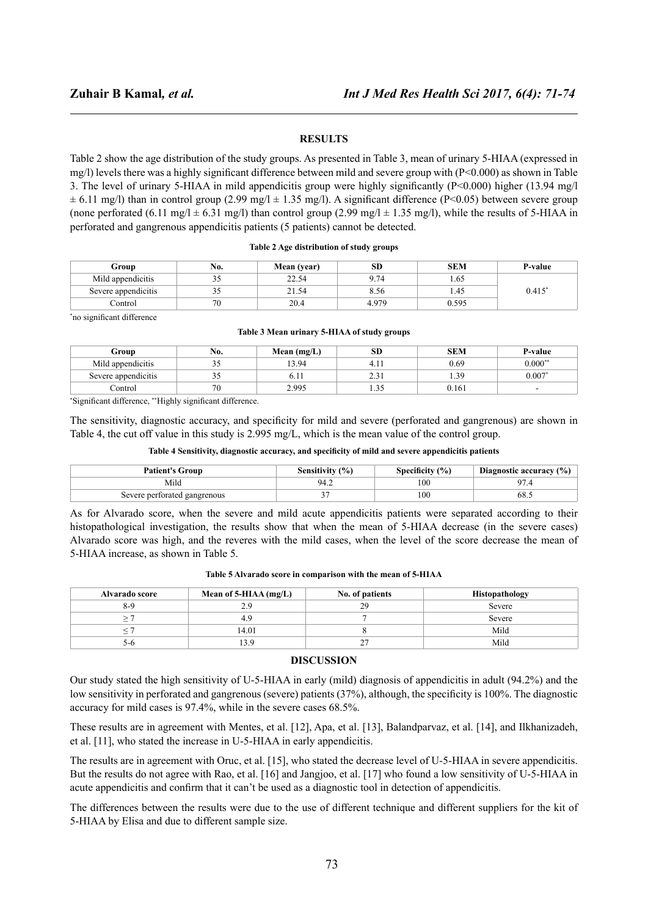## RESULTS

Table 2 show the age distribution of the study groups. As presented in Table 3, mean of urinary 5-HIAA (expressed in mg/l) levels there was a highly significant difference between mild and severe group with (P<0.000) as shown in Table 3. The level of urinary 5-HIAA in mild appendicitis group were highly significantly (P<0.000) higher (13.94 mg/l ± 6.11 mg/l) than in control group (2.99 mg/l ± 1.35 mg/l). A significant difference (P<0.05) between severe group (none perforated (6.11 mg/l ± 6.31 mg/l) than control group (2.99 mg/l ± 1.35 mg/l), while the results of 5-HIAA in perforated and gangrenous appendicitis patients (5 patients) cannot be detected.

**Table 2 Age distribution of study groups**

| Group | No. | Mean (year) | SD | SEM | P-value |
|---|---|---|---|---|---|
| Mild appendicitis | 35 | 22.54 | 9.74 | 1.65 | 0.415* |
| Severe appendicitis | 35 | 21.54 | 8.56 | 1.45 | |
| Control | 70 | 20.4 | 4.979 | 0.595 | |

*no significant difference

**Table 3 Mean urinary 5-HIAA of study groups**

| Group | No. | Mean (mg/L) | SD | SEM | P-value |
|---|---|---|---|---|---|
| Mild appendicitis | 35 | 13.94 | 4.11 | 0.69 | 0.000** |
| Severe appendicitis | 35 | 6.11 | 2.31 | 1.39 | 0.007* |
| Control | 70 | 2.995 | 1.35 | 0.161 | - |

*Significant difference, **Highly significant difference.

The sensitivity, diagnostic accuracy, and specificity for mild and severe (perforated and gangrenous) are shown in Table 4, the cut off value in this study is 2.995 mg/L, which is the mean value of the control group.

**Table 4 Sensitivity, diagnostic accuracy, and specificity of mild and severe appendicitis patients**

| Patient's Group | Sensitivity (%) | Specificity (%) | Diagnostic accuracy (%) |
|---|---|---|---|
| Mild | 94.2 | 100 | 97.4 |
| Severe perforated gangrenous | 37 | 100 | 68.5 |

As for Alvarado score, when the severe and mild acute appendicitis patients were separated according to their histopathological investigation, the results show that when the mean of 5-HIAA decrease (in the severe cases) Alvarado score was high, and the reveres with the mild cases, when the level of the score decrease the mean of 5-HIAA increase, as shown in Table 5.

**Table 5 Alvarado score in comparison with the mean of 5-HIAA**

| Alvarado score | Mean of 5-HIAA (mg/L) | No. of patients | Histopathology |
|---|---|---|---|
| 8-9 | 2.9 | 29 | Severe |
| ≥ 7 | 4.9 | 7 | Severe |
| ≤ 7 | 14.01 | 8 | Mild |
| 5-6 | 13.9 | 27 | Mild |

## DISCUSSION

Our study stated the high sensitivity of U-5-HIAA in early (mild) diagnosis of appendicitis in adult (94.2%) and the low sensitivity in perforated and gangrenous (severe) patients (37%), although, the specificity is 100%. The diagnostic accuracy for mild cases is 97.4%, while in the severe cases 68.5%.

These results are in agreement with Mentes, et al. [12], Apa, et al. [13], Balandparvaz, et al. [14], and Ilkhanizadeh, et al. [11], who stated the increase in U-5-HIAA in early appendicitis.

The results are in agreement with Oruc, et al. [15], who stated the decrease level of U-5-HIAA in severe appendicitis. But the results do not agree with Rao, et al. [16] and Jangjoo, et al. [17] who found a low sensitivity of U-5-HIAA in acute appendicitis and confirm that it can't be used as a diagnostic tool in detection of appendicitis.

The differences between the results were due to the use of different technique and different suppliers for the kit of 5-HIAA by Elisa and due to different sample size.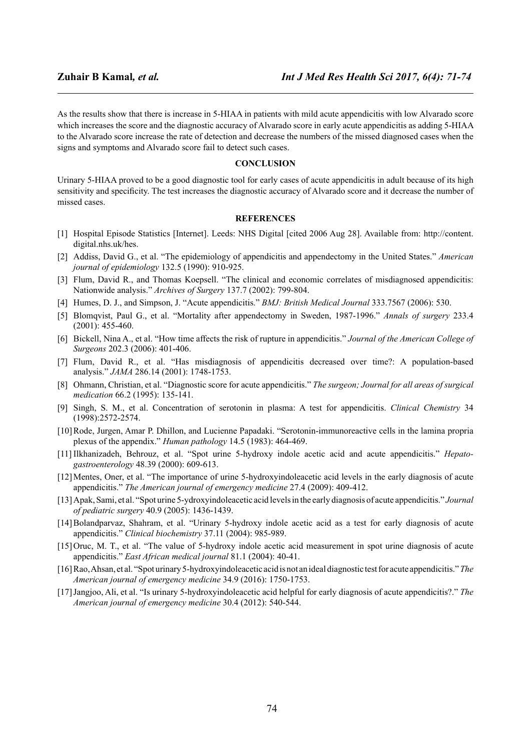As the results show that there is increase in 5-HIAA in patients with mild acute appendicitis with low Alvarado score which increases the score and the diagnostic accuracy of Alvarado score in early acute appendicitis as adding 5-HIAA to the Alvarado score increase the rate of detection and decrease the numbers of the missed diagnosed cases when the signs and symptoms and Alvarado score fail to detect such cases.

## CONCLUSION

Urinary 5-HIAA proved to be a good diagnostic tool for early cases of acute appendicitis in adult because of its high sensitivity and specificity. The test increases the diagnostic accuracy of Alvarado score and it decrease the number of missed cases.

## REFERENCES

[1] Hospital Episode Statistics [Internet]. Leeds: NHS Digital [cited 2006 Aug 28]. Available from: http://content.digital.nhs.uk/hes.

[2] Addiss, David G., et al. "The epidemiology of appendicitis and appendectomy in the United States." *American journal of epidemiology* 132.5 (1990): 910-925.

[3] Flum, David R., and Thomas Koepsell. "The clinical and economic correlates of misdiagnosed appendicitis: Nationwide analysis." *Archives of Surgery* 137.7 (2002): 799-804.

[4] Humes, D. J., and Simpson, J. "Acute appendicitis." *BMJ: British Medical Journal* 333.7567 (2006): 530.

[5] Blomqvist, Paul G., et al. "Mortality after appendectomy in Sweden, 1987-1996." *Annals of surgery* 233.4 (2001): 455-460.

[6] Bickell, Nina A., et al. "How time affects the risk of rupture in appendicitis." *Journal of the American College of Surgeons* 202.3 (2006): 401-406.

[7] Flum, David R., et al. "Has misdiagnosis of appendicitis decreased over time?: A population-based analysis." *JAMA* 286.14 (2001): 1748-1753.

[8] Ohmann, Christian, et al. "Diagnostic score for acute appendicitis." *The surgeon; Journal for all areas of surgical medication* 66.2 (1995): 135-141.

[9] Singh, S. M., et al. Concentration of serotonin in plasma: A test for appendicitis. *Clinical Chemistry* 34 (1998):2572-2574.

[10] Rode, Jurgen, Amar P. Dhillon, and Lucienne Papadaki. "Serotonin-immunoreactive cells in the lamina propria plexus of the appendix." *Human pathology* 14.5 (1983): 464-469.

[11] Ilkhanizadeh, Behrouz, et al. "Spot urine 5-hydroxy indole acetic acid and acute appendicitis." *Hepato-gastroenterology* 48.39 (2000): 609-613.

[12] Mentes, Oner, et al. "The importance of urine 5-hydroxyindoleacetic acid levels in the early diagnosis of acute appendicitis." *The American journal of emergency medicine* 27.4 (2009): 409-412.

[13] Apak, Sami, et al. "Spot urine 5-ydroxyindoleacetic acid levels in the early diagnosis of acute appendicitis." *Journal of pediatric surgery* 40.9 (2005): 1436-1439.

[14] Bolandparvaz, Shahram, et al. "Urinary 5-hydroxy indole acetic acid as a test for early diagnosis of acute appendicitis." *Clinical biochemistry* 37.11 (2004): 985-989.

[15] Oruc, M. T., et al. "The value of 5-hydroxy indole acetic acid measurement in spot urine diagnosis of acute appendicitis." *East African medical journal* 81.1 (2004): 40-41.

[16] Rao, Ahsan, et al. "Spot urinary 5-hydroxyindoleacetic acid is not an ideal diagnostic test for acute appendicitis." *The American journal of emergency medicine* 34.9 (2016): 1750-1753.

[17] Jangjoo, Ali, et al. "Is urinary 5-hydroxyindoleacetic acid helpful for early diagnosis of acute appendicitis?." *The American journal of emergency medicine* 30.4 (2012): 540-544.